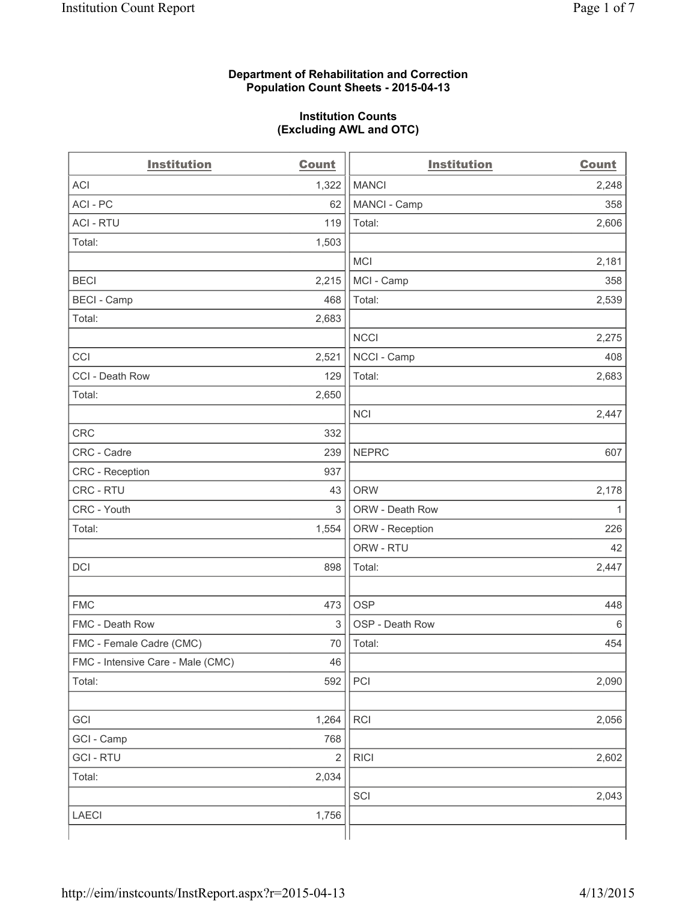**Department of Rehabilitation and Correction**
**Population Count Sheets - 2015-04-13**

**Institution Counts**
**(Excluding AWL and OTC)**

| Institution | Count |
|---|---|
| ACI | 1,322 |
| ACI - PC | 62 |
| ACI - RTU | 119 |
| Total: | 1,503 |
| | |
| BECI | 2,215 |
| BECI - Camp | 468 |
| Total: | 2,683 |
| | |
| CCI | 2,521 |
| CCI - Death Row | 129 |
| Total: | 2,650 |
| | |
| CRC | 332 |
| CRC - Cadre | 239 |
| CRC - Reception | 937 |
| CRC - RTU | 43 |
| CRC - Youth | 3 |
| Total: | 1,554 |
| | |
| DCI | 898 |
| | |
| FMC | 473 |
| FMC - Death Row | 3 |
| FMC - Female Cadre (CMC) | 70 |
| FMC - Intensive Care - Male (CMC) | 46 |
| Total: | 592 |
| | |
| GCI | 1,264 |
| GCI - Camp | 768 |
| GCI - RTU | 2 |
| Total: | 2,034 |
| | |
| LAECI | 1,756 |
| | |
| MANCI | 2,248 |
| MANCI - Camp | 358 |
| Total: | 2,606 |
| | |
| MCI | 2,181 |
| MCI - Camp | 358 |
| Total: | 2,539 |
| | |
| NCCI | 2,275 |
| NCCI - Camp | 408 |
| Total: | 2,683 |
| | |
| NCI | 2,447 |
| | |
| NEPRC | 607 |
| | |
| ORW | 2,178 |
| ORW - Death Row | 1 |
| ORW - Reception | 226 |
| ORW - RTU | 42 |
| Total: | 2,447 |
| | |
| OSP | 448 |
| OSP - Death Row | 6 |
| Total: | 454 |
| | |
| PCI | 2,090 |
| | |
| RCI | 2,056 |
| | |
| RICI | 2,602 |
| | |
| SCI | 2,043 |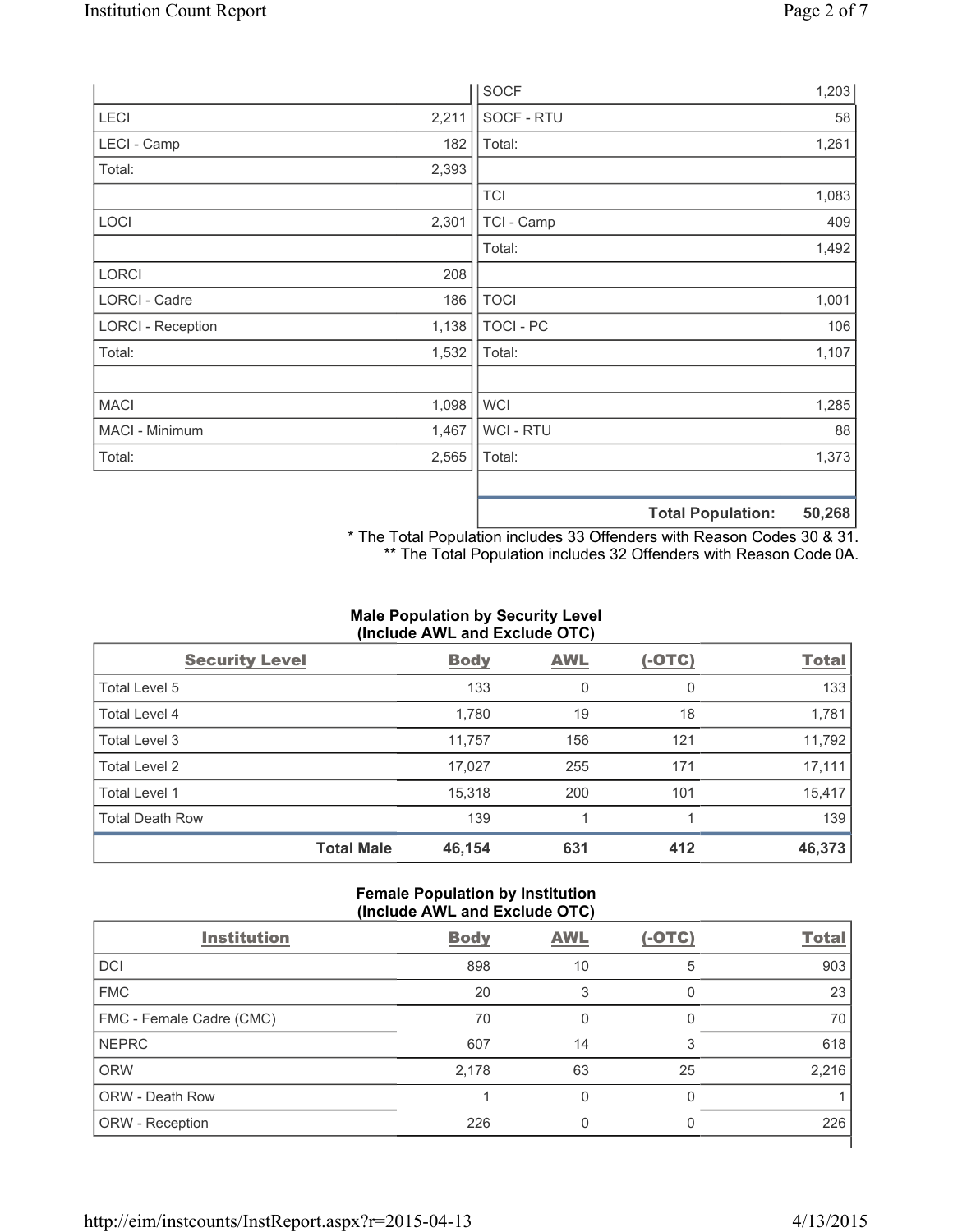| | |
|---|---|
| LECI | 2,211 |
| LECI - Camp | 182 |
| Total: | 2,393 |
| | |
| LOCI | 2,301 |
| | |
| LORCI | 208 |
| LORCI - Cadre | 186 |
| LORCI - Reception | 1,138 |
| Total: | 1,532 |
| | |
| MACI | 1,098 |
| MACI - Minimum | 1,467 |
| Total: | 2,565 |

| | |
|---|---|
| SOCF | 1,203 |
| SOCF - RTU | 58 |
| Total: | 1,261 |
| | |
| TCI | 1,083 |
| TCI - Camp | 409 |
| Total: | 1,492 |
| | |
| TOCI | 1,001 |
| TOCI - PC | 106 |
| Total: | 1,107 |
| | |
| WCI | 1,285 |
| WCI - RTU | 88 |
| Total: | 1,373 |
| | |
| **Total Population:** | **50,268** |

* The Total Population includes 33 Offenders with Reason Codes 30 & 31.
** The Total Population includes 32 Offenders with Reason Code 0A.

**Male Population by Security Level (Include AWL and Exclude OTC)**

| Security Level | Body | AWL | (-OTC) | Total |
|---|---|---|---|---|
| Total Level 5 | 133 | 0 | 0 | 133 |
| Total Level 4 | 1,780 | 19 | 18 | 1,781 |
| Total Level 3 | 11,757 | 156 | 121 | 11,792 |
| Total Level 2 | 17,027 | 255 | 171 | 17,111 |
| Total Level 1 | 15,318 | 200 | 101 | 15,417 |
| Total Death Row | 139 | 1 | 1 | 139 |
| **Total Male** | **46,154** | **631** | **412** | **46,373** |

**Female Population by Institution (Include AWL and Exclude OTC)**

| Institution | Body | AWL | (-OTC) | Total |
|---|---|---|---|---|
| DCI | 898 | 10 | 5 | 903 |
| FMC | 20 | 3 | 0 | 23 |
| FMC - Female Cadre (CMC) | 70 | 0 | 0 | 70 |
| NEPRC | 607 | 14 | 3 | 618 |
| ORW | 2,178 | 63 | 25 | 2,216 |
| ORW - Death Row | 1 | 0 | 0 | 1 |
| ORW - Reception | 226 | 0 | 0 | 226 |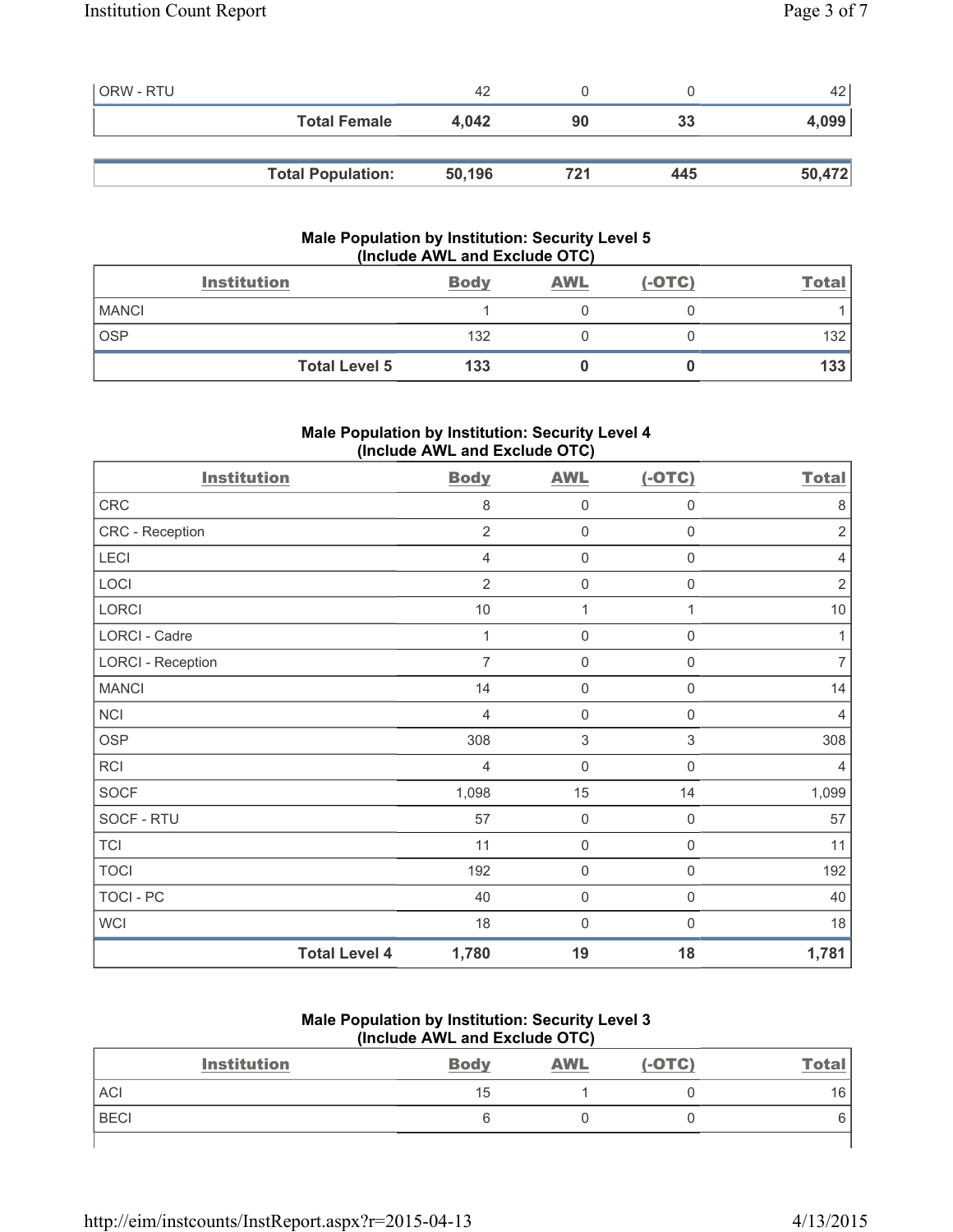| ORW - RTU | 42 | 0 | 0 | 42 |
|---|---|---|---|---|
| **Total Female** | **4,042** | **90** | **33** | **4,099** |

| **Total Population:** | **50,196** | **721** | **445** | **50,472** |
|---|---|---|---|---|

### Male Population by Institution: Security Level 5 (Include AWL and Exclude OTC)

| Institution | Body | AWL | (-OTC) | Total |
|---|---|---|---|---|
| MANCI | 1 | 0 | 0 | 1 |
| OSP | 132 | 0 | 0 | 132 |
| **Total Level 5** | **133** | **0** | **0** | **133** |

### Male Population by Institution: Security Level 4 (Include AWL and Exclude OTC)

| Institution | Body | AWL | (-OTC) | Total |
|---|---|---|---|---|
| CRC | 8 | 0 | 0 | 8 |
| CRC - Reception | 2 | 0 | 0 | 2 |
| LECI | 4 | 0 | 0 | 4 |
| LOCI | 2 | 0 | 0 | 2 |
| LORCI | 10 | 1 | 1 | 10 |
| LORCI - Cadre | 1 | 0 | 0 | 1 |
| LORCI - Reception | 7 | 0 | 0 | 7 |
| MANCI | 14 | 0 | 0 | 14 |
| NCI | 4 | 0 | 0 | 4 |
| OSP | 308 | 3 | 3 | 308 |
| RCI | 4 | 0 | 0 | 4 |
| SOCF | 1,098 | 15 | 14 | 1,099 |
| SOCF - RTU | 57 | 0 | 0 | 57 |
| TCI | 11 | 0 | 0 | 11 |
| TOCI | 192 | 0 | 0 | 192 |
| TOCI - PC | 40 | 0 | 0 | 40 |
| WCI | 18 | 0 | 0 | 18 |
| **Total Level 4** | **1,780** | **19** | **18** | **1,781** |

### Male Population by Institution: Security Level 3 (Include AWL and Exclude OTC)

| Institution | Body | AWL | (-OTC) | Total |
|---|---|---|---|---|
| ACI | 15 | 1 | 0 | 16 |
| BECI | 6 | 0 | 0 | 6 |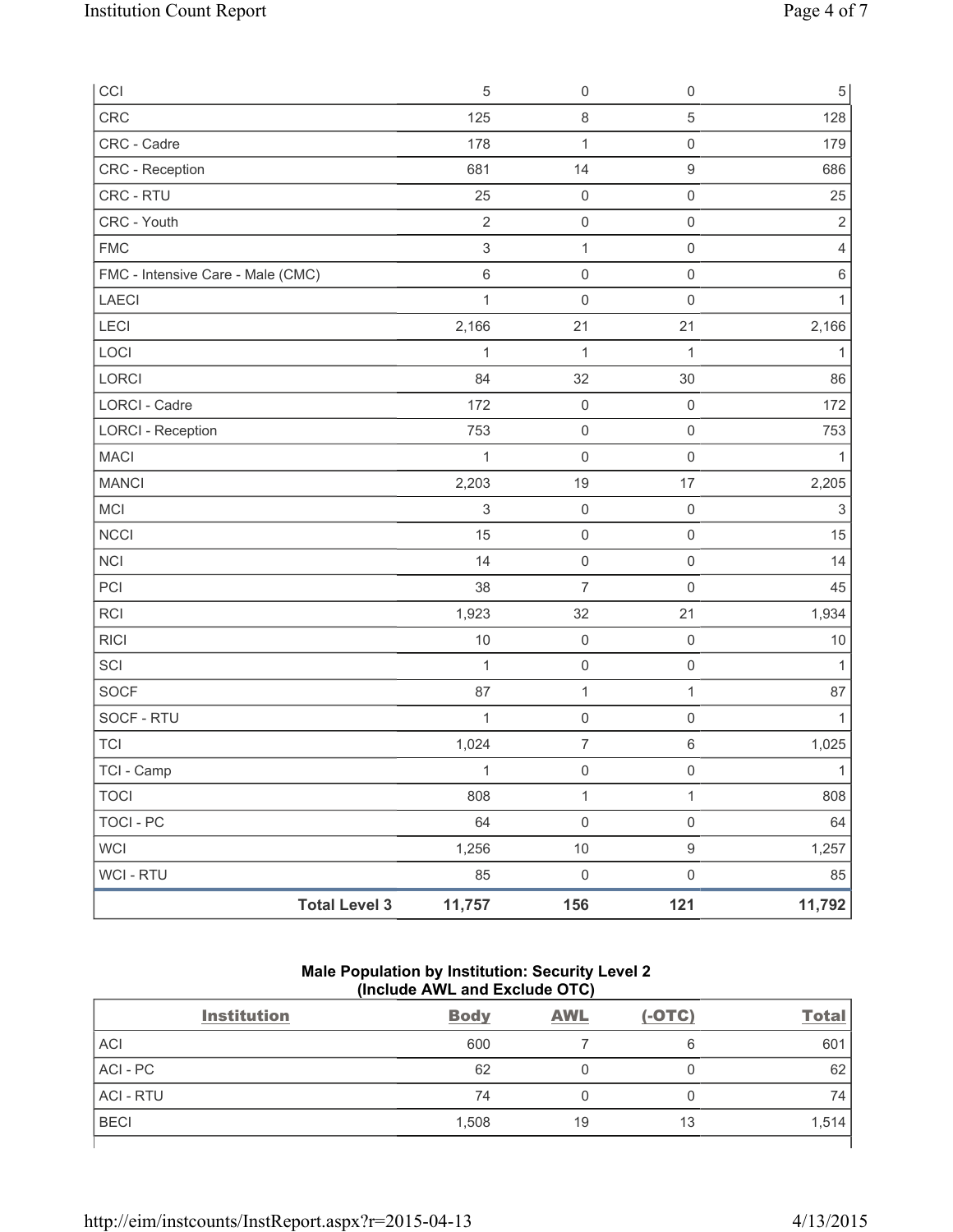| | | | |
|---|---|---|---|
| CCI | 5 | 0 | 0 | 5 |
| CRC | 125 | 8 | 5 | 128 |
| CRC - Cadre | 178 | 1 | 0 | 179 |
| CRC - Reception | 681 | 14 | 9 | 686 |
| CRC - RTU | 25 | 0 | 0 | 25 |
| CRC - Youth | 2 | 0 | 0 | 2 |
| FMC | 3 | 1 | 0 | 4 |
| FMC - Intensive Care - Male (CMC) | 6 | 0 | 0 | 6 |
| LAECI | 1 | 0 | 0 | 1 |
| LECI | 2,166 | 21 | 21 | 2,166 |
| LOCI | 1 | 1 | 1 | 1 |
| LORCI | 84 | 32 | 30 | 86 |
| LORCI - Cadre | 172 | 0 | 0 | 172 |
| LORCI - Reception | 753 | 0 | 0 | 753 |
| MACI | 1 | 0 | 0 | 1 |
| MANCI | 2,203 | 19 | 17 | 2,205 |
| MCI | 3 | 0 | 0 | 3 |
| NCCI | 15 | 0 | 0 | 15 |
| NCI | 14 | 0 | 0 | 14 |
| PCI | 38 | 7 | 0 | 45 |
| RCI | 1,923 | 32 | 21 | 1,934 |
| RICI | 10 | 0 | 0 | 10 |
| SCI | 1 | 0 | 0 | 1 |
| SOCF | 87 | 1 | 1 | 87 |
| SOCF - RTU | 1 | 0 | 0 | 1 |
| TCI | 1,024 | 7 | 6 | 1,025 |
| TCI - Camp | 1 | 0 | 0 | 1 |
| TOCI | 808 | 1 | 1 | 808 |
| TOCI - PC | 64 | 0 | 0 | 64 |
| WCI | 1,256 | 10 | 9 | 1,257 |
| WCI - RTU | 85 | 0 | 0 | 85 |
| **Total Level 3** | **11,757** | **156** | **121** | **11,792** |

**Male Population by Institution: Security Level 2**
**(Include AWL and Exclude OTC)**

| Institution | Body | AWL | (-OTC) | Total |
|---|---|---|---|---|
| ACI | 600 | 7 | 6 | 601 |
| ACI - PC | 62 | 0 | 0 | 62 |
| ACI - RTU | 74 | 0 | 0 | 74 |
| BECI | 1,508 | 19 | 13 | 1,514 |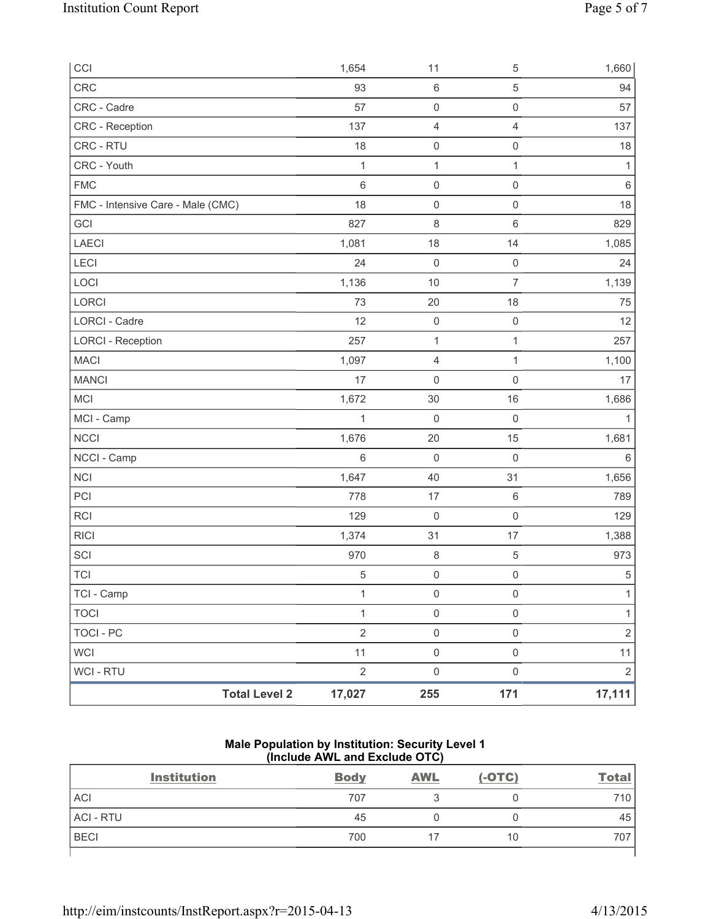| CCI | 1,654 | 11 | 5 | 1,660 |
|---|---|---|---|---|
| CRC | 93 | 6 | 5 | 94 |
| CRC - Cadre | 57 | 0 | 0 | 57 |
| CRC - Reception | 137 | 4 | 4 | 137 |
| CRC - RTU | 18 | 0 | 0 | 18 |
| CRC - Youth | 1 | 1 | 1 | 1 |
| FMC | 6 | 0 | 0 | 6 |
| FMC - Intensive Care - Male (CMC) | 18 | 0 | 0 | 18 |
| GCI | 827 | 8 | 6 | 829 |
| LAECI | 1,081 | 18 | 14 | 1,085 |
| LECI | 24 | 0 | 0 | 24 |
| LOCI | 1,136 | 10 | 7 | 1,139 |
| LORCI | 73 | 20 | 18 | 75 |
| LORCI - Cadre | 12 | 0 | 0 | 12 |
| LORCI - Reception | 257 | 1 | 1 | 257 |
| MACI | 1,097 | 4 | 1 | 1,100 |
| MANCI | 17 | 0 | 0 | 17 |
| MCI | 1,672 | 30 | 16 | 1,686 |
| MCI - Camp | 1 | 0 | 0 | 1 |
| NCCI | 1,676 | 20 | 15 | 1,681 |
| NCCI - Camp | 6 | 0 | 0 | 6 |
| NCI | 1,647 | 40 | 31 | 1,656 |
| PCI | 778 | 17 | 6 | 789 |
| RCI | 129 | 0 | 0 | 129 |
| RICI | 1,374 | 31 | 17 | 1,388 |
| SCI | 970 | 8 | 5 | 973 |
| TCI | 5 | 0 | 0 | 5 |
| TCI - Camp | 1 | 0 | 0 | 1 |
| TOCI | 1 | 0 | 0 | 1 |
| TOCI - PC | 2 | 0 | 0 | 2 |
| WCI | 11 | 0 | 0 | 11 |
| WCI - RTU | 2 | 0 | 0 | 2 |
| **Total Level 2** | **17,027** | **255** | **171** | **17,111** |

### Male Population by Institution: Security Level 1 (Include AWL and Exclude OTC)

| Institution | Body | AWL | (-OTC) | Total |
|---|---|---|---|---|
| ACI | 707 | 3 | 0 | 710 |
| ACI - RTU | 45 | 0 | 0 | 45 |
| BECI | 700 | 17 | 10 | 707 |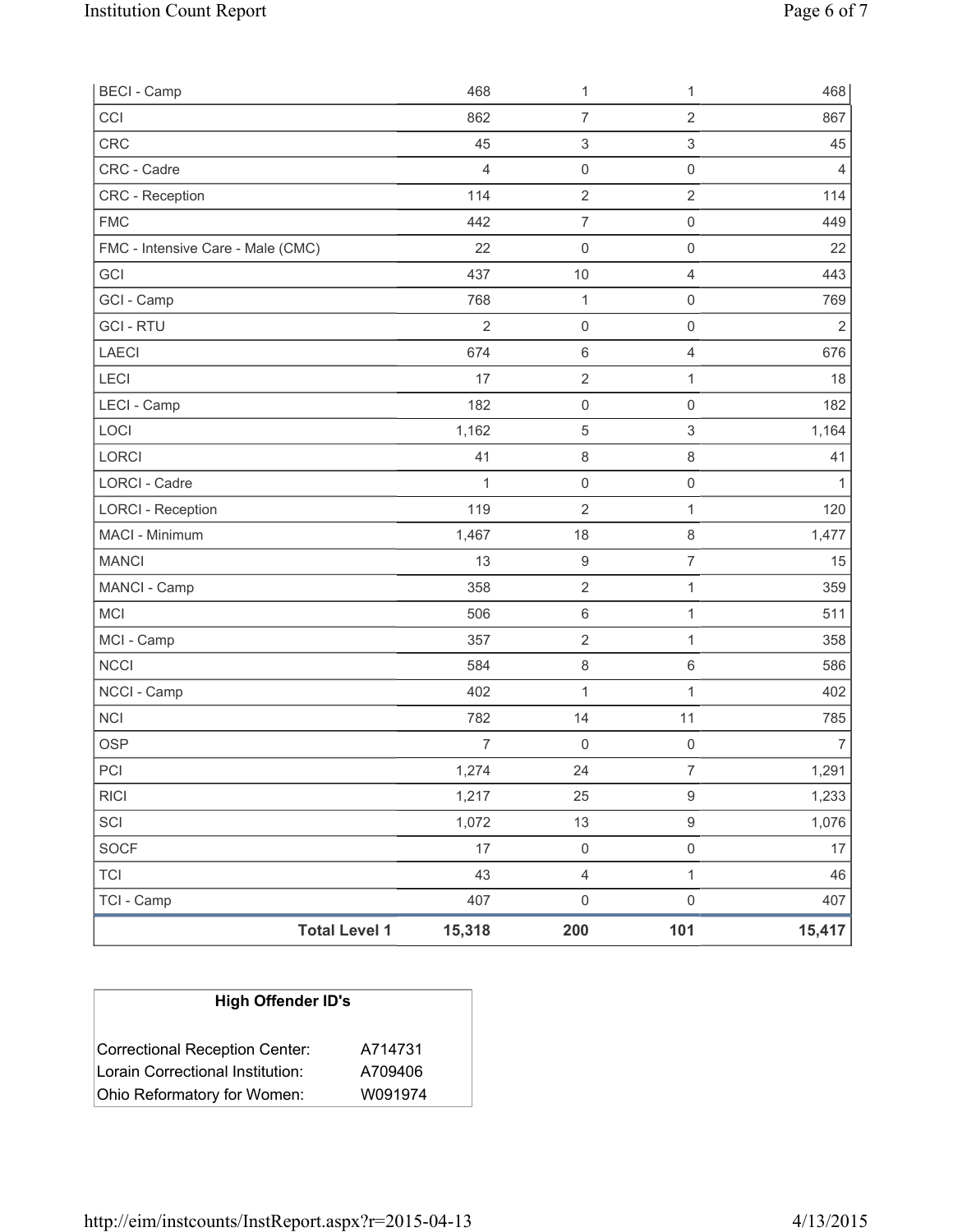| | | | | |
|---|---|---|---|---|
| BECI - Camp | 468 | 1 | 1 | 468 |
| CCI | 862 | 7 | 2 | 867 |
| CRC | 45 | 3 | 3 | 45 |
| CRC - Cadre | 4 | 0 | 0 | 4 |
| CRC - Reception | 114 | 2 | 2 | 114 |
| FMC | 442 | 7 | 0 | 449 |
| FMC - Intensive Care - Male (CMC) | 22 | 0 | 0 | 22 |
| GCI | 437 | 10 | 4 | 443 |
| GCI - Camp | 768 | 1 | 0 | 769 |
| GCI - RTU | 2 | 0 | 0 | 2 |
| LAECI | 674 | 6 | 4 | 676 |
| LECI | 17 | 2 | 1 | 18 |
| LECI - Camp | 182 | 0 | 0 | 182 |
| LOCI | 1,162 | 5 | 3 | 1,164 |
| LORCI | 41 | 8 | 8 | 41 |
| LORCI - Cadre | 1 | 0 | 0 | 1 |
| LORCI - Reception | 119 | 2 | 1 | 120 |
| MACI - Minimum | 1,467 | 18 | 8 | 1,477 |
| MANCI | 13 | 9 | 7 | 15 |
| MANCI - Camp | 358 | 2 | 1 | 359 |
| MCI | 506 | 6 | 1 | 511 |
| MCI - Camp | 357 | 2 | 1 | 358 |
| NCCI | 584 | 8 | 6 | 586 |
| NCCI - Camp | 402 | 1 | 1 | 402 |
| NCI | 782 | 14 | 11 | 785 |
| OSP | 7 | 0 | 0 | 7 |
| PCI | 1,274 | 24 | 7 | 1,291 |
| RICI | 1,217 | 25 | 9 | 1,233 |
| SCI | 1,072 | 13 | 9 | 1,076 |
| SOCF | 17 | 0 | 0 | 17 |
| TCI | 43 | 4 | 1 | 46 |
| TCI - Camp | 407 | 0 | 0 | 407 |
| **Total Level 1** | **15,318** | **200** | **101** | **15,417** |

| High Offender ID's | |
|---|---|
| Correctional Reception Center: | A714731 |
| Lorain Correctional Institution: | A709406 |
| Ohio Reformatory for Women: | W091974 |